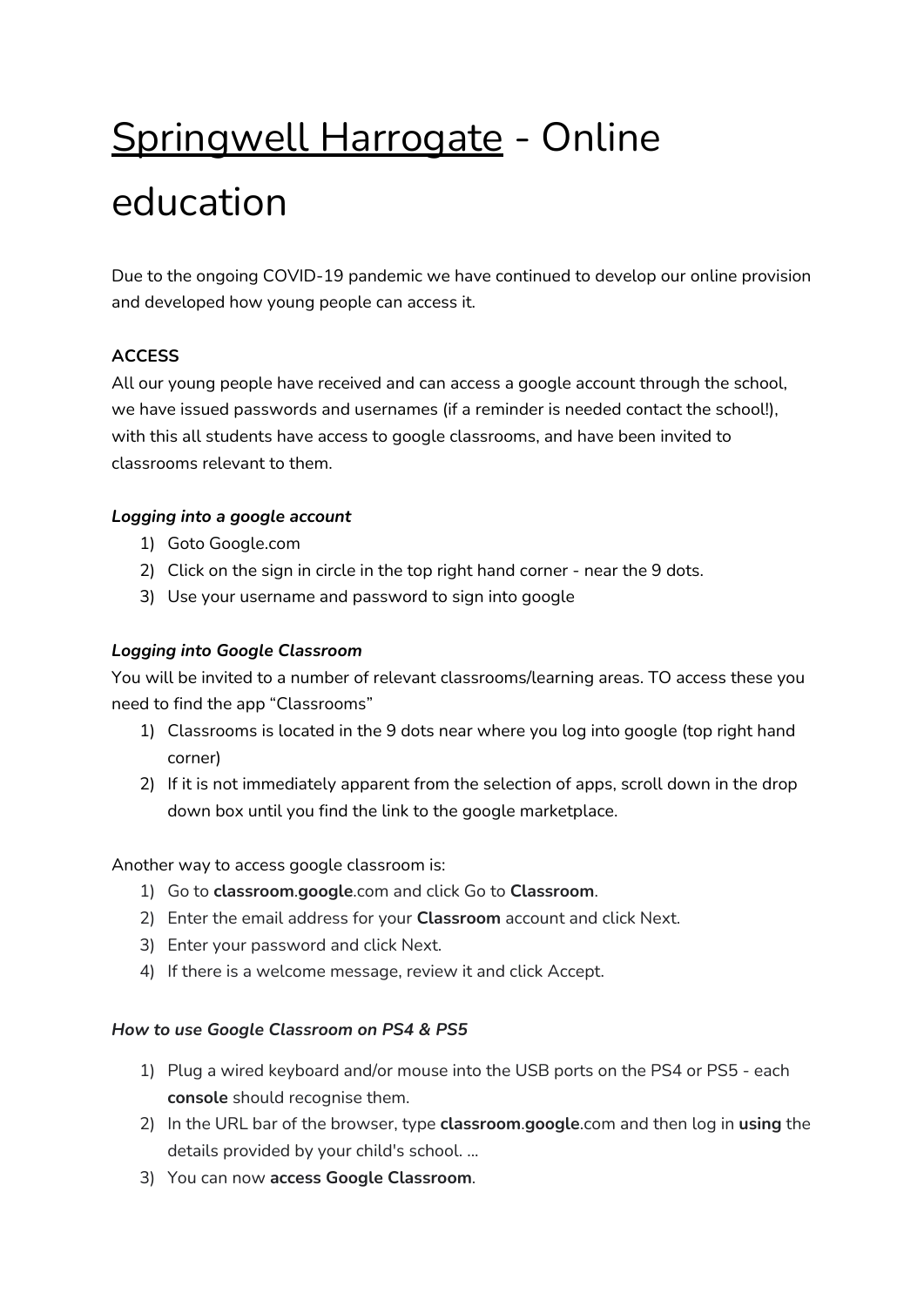# Springwell Harrogate - Online education

Due to the ongoing COVID-19 pandemic we have continued to develop our online provision and developed how young people can access it.

**ACCESS**

All our young people have received and can access a google account through the school, we have issued passwords and usernames (if a reminder is needed contact the school!), with this all students have access to google classrooms, and have been invited to classrooms relevant to them.

***Logging into a google account***

1) Goto Google.com
2) Click on the sign in circle in the top right hand corner - near the 9 dots.
3) Use your username and password to sign into google

***Logging into Google Classroom***

You will be invited to a number of relevant classrooms/learning areas. TO access these you need to find the app "Classrooms"

1) Classrooms is located in the 9 dots near where you log into google (top right hand corner)
2) If it is not immediately apparent from the selection of apps, scroll down in the drop down box until you find the link to the google marketplace.

Another way to access google classroom is:

1) Go to **classroom**.**google**.com and click Go to **Classroom**.
2) Enter the email address for your **Classroom** account and click Next.
3) Enter your password and click Next.
4) If there is a welcome message, review it and click Accept.

***How to use Google Classroom on PS4 & PS5***

1) Plug a wired keyboard and/or mouse into the USB ports on the PS4 or PS5 - each **console** should recognise them.
2) In the URL bar of the browser, type **classroom**.**google**.com and then log in **using** the details provided by your child's school. ...
3) You can now **access Google Classroom**.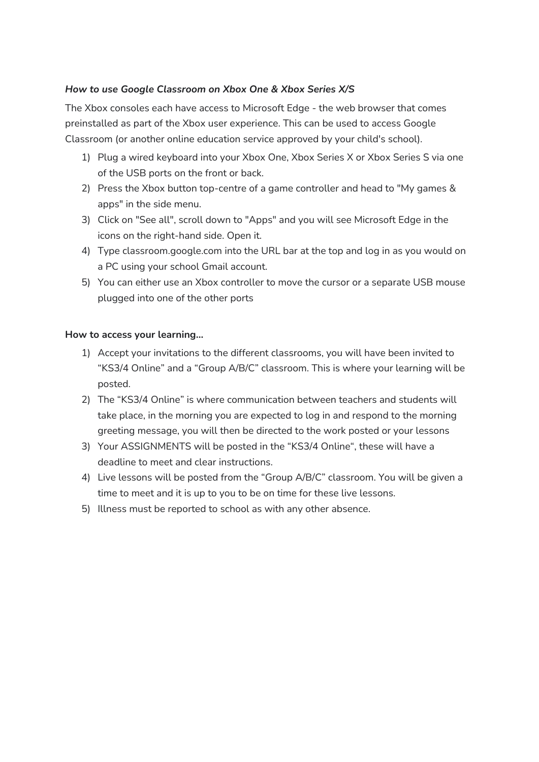***How to use Google Classroom on Xbox One & Xbox Series X/S***

The Xbox consoles each have access to Microsoft Edge - the web browser that comes preinstalled as part of the Xbox user experience. This can be used to access Google Classroom (or another online education service approved by your child's school).

1) Plug a wired keyboard into your Xbox One, Xbox Series X or Xbox Series S via one of the USB ports on the front or back.
2) Press the Xbox button top-centre of a game controller and head to "My games & apps" in the side menu.
3) Click on "See all", scroll down to "Apps" and you will see Microsoft Edge in the icons on the right-hand side. Open it.
4) Type classroom.google.com into the URL bar at the top and log in as you would on a PC using your school Gmail account.
5) You can either use an Xbox controller to move the cursor or a separate USB mouse plugged into one of the other ports

**How to access your learning...**

1) Accept your invitations to the different classrooms, you will have been invited to "KS3/4 Online" and a "Group A/B/C" classroom. This is where your learning will be posted.
2) The "KS3/4 Online" is where communication between teachers and students will take place, in the morning you are expected to log in and respond to the morning greeting message, you will then be directed to the work posted or your lessons
3) Your ASSIGNMENTS will be posted in the "KS3/4 Online", these will have a deadline to meet and clear instructions.
4) Live lessons will be posted from the "Group A/B/C" classroom. You will be given a time to meet and it is up to you to be on time for these live lessons.
5) Illness must be reported to school as with any other absence.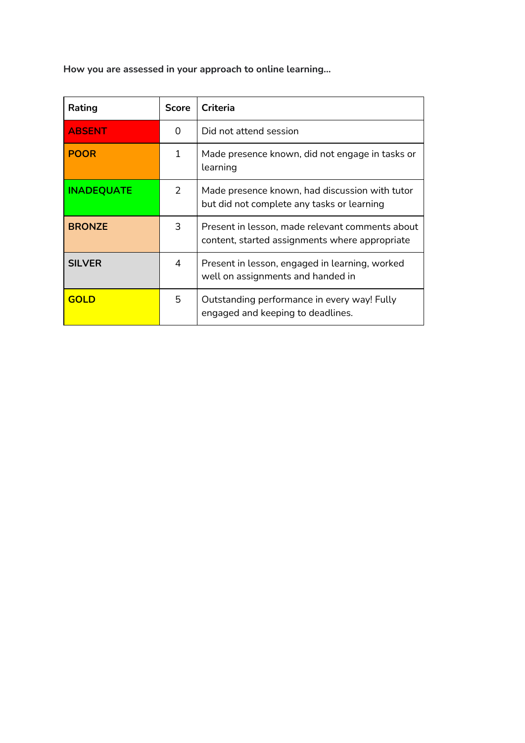**How you are assessed in your approach to online learning...**

| Rating | Score | Criteria |
| --- | --- | --- |
| **ABSENT** | 0 | Did not attend session |
| **POOR** | 1 | Made presence known, did not engage in tasks or learning |
| **INADEQUATE** | 2 | Made presence known, had discussion with tutor but did not complete any tasks or learning |
| **BRONZE** | 3 | Present in lesson, made relevant comments about content, started assignments where appropriate |
| **SILVER** | 4 | Present in lesson, engaged in learning, worked well on assignments and handed in |
| **GOLD** | 5 | Outstanding performance in every way! Fully engaged and keeping to deadlines. |